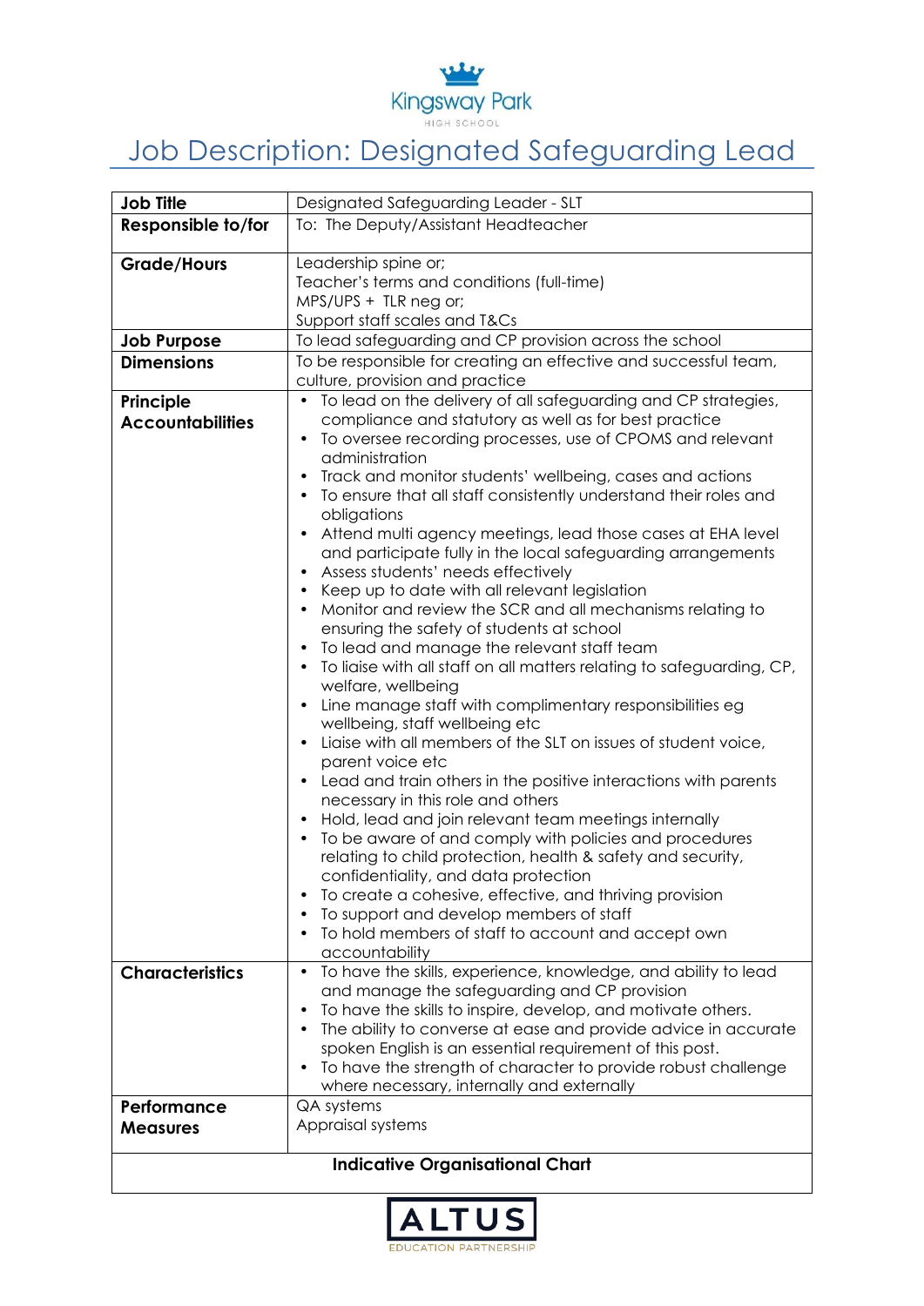Kingsway Park
HIGH SCHOOL

# Job Description: Designated Safeguarding Lead

| **Job Title** | Designated Safeguarding Leader - SLT |
|---|---|
| **Responsible to/for** | To: The Deputy/Assistant Headteacher |
| **Grade/Hours** | Leadership spine or;<br>Teacher's terms and conditions (full-time)<br>MPS/UPS + TLR neg or;<br>Support staff scales and T&Cs |
| **Job Purpose** | To lead safeguarding and CP provision across the school |
| **Dimensions** | To be responsible for creating an effective and successful team, culture, provision and practice |
| **Principle Accountabilities** | • To lead on the delivery of all safeguarding and CP strategies, compliance and statutory as well as for best practice<br>• To oversee recording processes, use of CPOMS and relevant administration<br>• Track and monitor students' wellbeing, cases and actions<br>• To ensure that all staff consistently understand their roles and obligations<br>• Attend multi agency meetings, lead those cases at EHA level and participate fully in the local safeguarding arrangements<br>• Assess students' needs effectively<br>• Keep up to date with all relevant legislation<br>• Monitor and review the SCR and all mechanisms relating to ensuring the safety of students at school<br>• To lead and manage the relevant staff team<br>• To liaise with all staff on all matters relating to safeguarding, CP, welfare, wellbeing<br>• Line manage staff with complimentary responsibilities eg wellbeing, staff wellbeing etc<br>• Liaise with all members of the SLT on issues of student voice, parent voice etc<br>• Lead and train others in the positive interactions with parents necessary in this role and others<br>• Hold, lead and join relevant team meetings internally<br>• To be aware of and comply with policies and procedures relating to child protection, health & safety and security, confidentiality, and data protection<br>• To create a cohesive, effective, and thriving provision<br>• To support and develop members of staff<br>• To hold members of staff to account and accept own accountability |
| **Characteristics** | • To have the skills, experience, knowledge, and ability to lead and manage the safeguarding and CP provision<br>• To have the skills to inspire, develop, and motivate others.<br>• The ability to converse at ease and provide advice in accurate spoken English is an essential requirement of this post.<br>• To have the strength of character to provide robust challenge where necessary, internally and externally |
| **Performance Measures** | QA systems<br>Appraisal systems |

**Indicative Organisational Chart**

ALTUS
EDUCATION PARTNERSHIP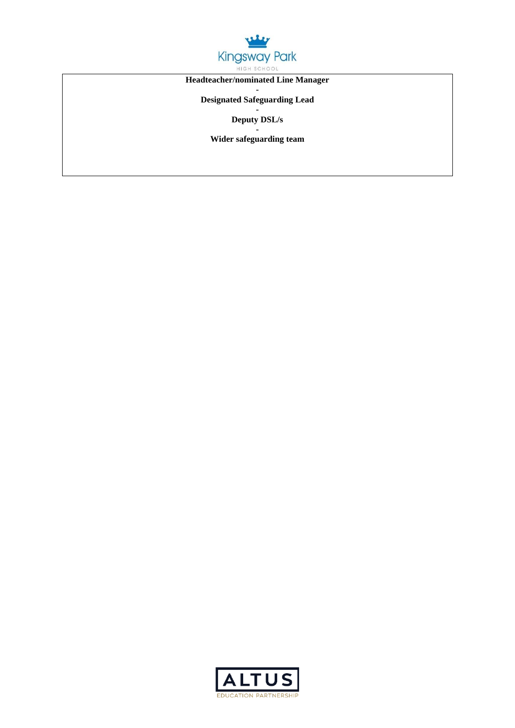**Headteacher/nominated Line Manager**

-

**Designated Safeguarding Lead**

-

**Deputy DSL/s**

-

**Wider safeguarding team**